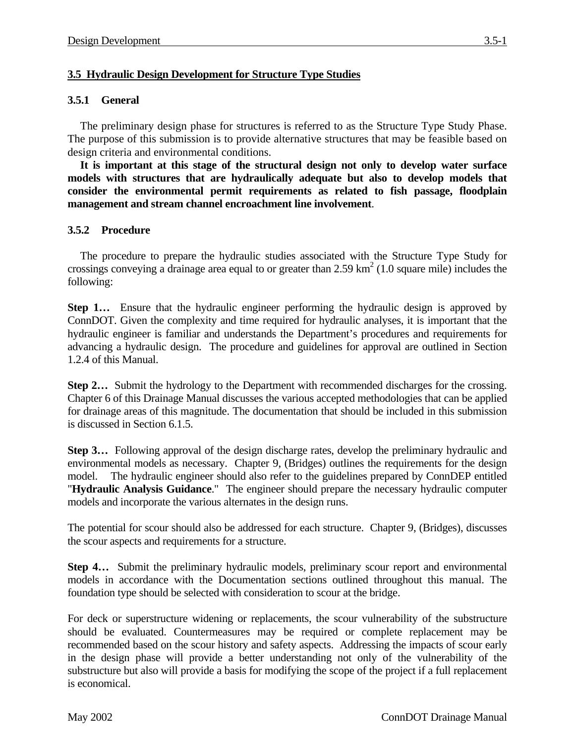## 3.5 Hydraulic Design Development for Structure Type Studies

### 3.5.1 General

The preliminary design phase for structures is referred to as the Structure Type Study Phase. The purpose of this submission is to provide alternative structures that may be feasible based on design criteria and environmental conditions.

**It is important at this stage of the structural design not only to develop water surface models with structures that are hydraulically adequate but also to develop models that consider the environmental permit requirements as related to fish passage, floodplain management and stream channel encroachment line involvement**.

### 3.5.2 Procedure

The procedure to prepare the hydraulic studies associated with the Structure Type Study for crossings conveying a drainage area equal to or greater than 2.59 $km^2$ (1.0 square mile) includes the following:

**Step 1…** Ensure that the hydraulic engineer performing the hydraulic design is approved by ConnDOT. Given the complexity and time required for hydraulic analyses, it is important that the hydraulic engineer is familiar and understands the Department's procedures and requirements for advancing a hydraulic design. The procedure and guidelines for approval are outlined in Section 1.2.4 of this Manual.

**Step 2…** Submit the hydrology to the Department with recommended discharges for the crossing. Chapter 6 of this Drainage Manual discusses the various accepted methodologies that can be applied for drainage areas of this magnitude. The documentation that should be included in this submission is discussed in Section 6.1.5.

**Step 3…** Following approval of the design discharge rates, develop the preliminary hydraulic and environmental models as necessary. Chapter 9, (Bridges) outlines the requirements for the design model. The hydraulic engineer should also refer to the guidelines prepared by ConnDEP entitled "**Hydraulic Analysis Guidance**." The engineer should prepare the necessary hydraulic computer models and incorporate the various alternates in the design runs.

The potential for scour should also be addressed for each structure. Chapter 9, (Bridges), discusses the scour aspects and requirements for a structure.

**Step 4…** Submit the preliminary hydraulic models, preliminary scour report and environmental models in accordance with the Documentation sections outlined throughout this manual. The foundation type should be selected with consideration to scour at the bridge.

For deck or superstructure widening or replacements, the scour vulnerability of the substructure should be evaluated. Countermeasures may be required or complete replacement may be recommended based on the scour history and safety aspects. Addressing the impacts of scour early in the design phase will provide a better understanding not only of the vulnerability of the substructure but also will provide a basis for modifying the scope of the project if a full replacement is economical.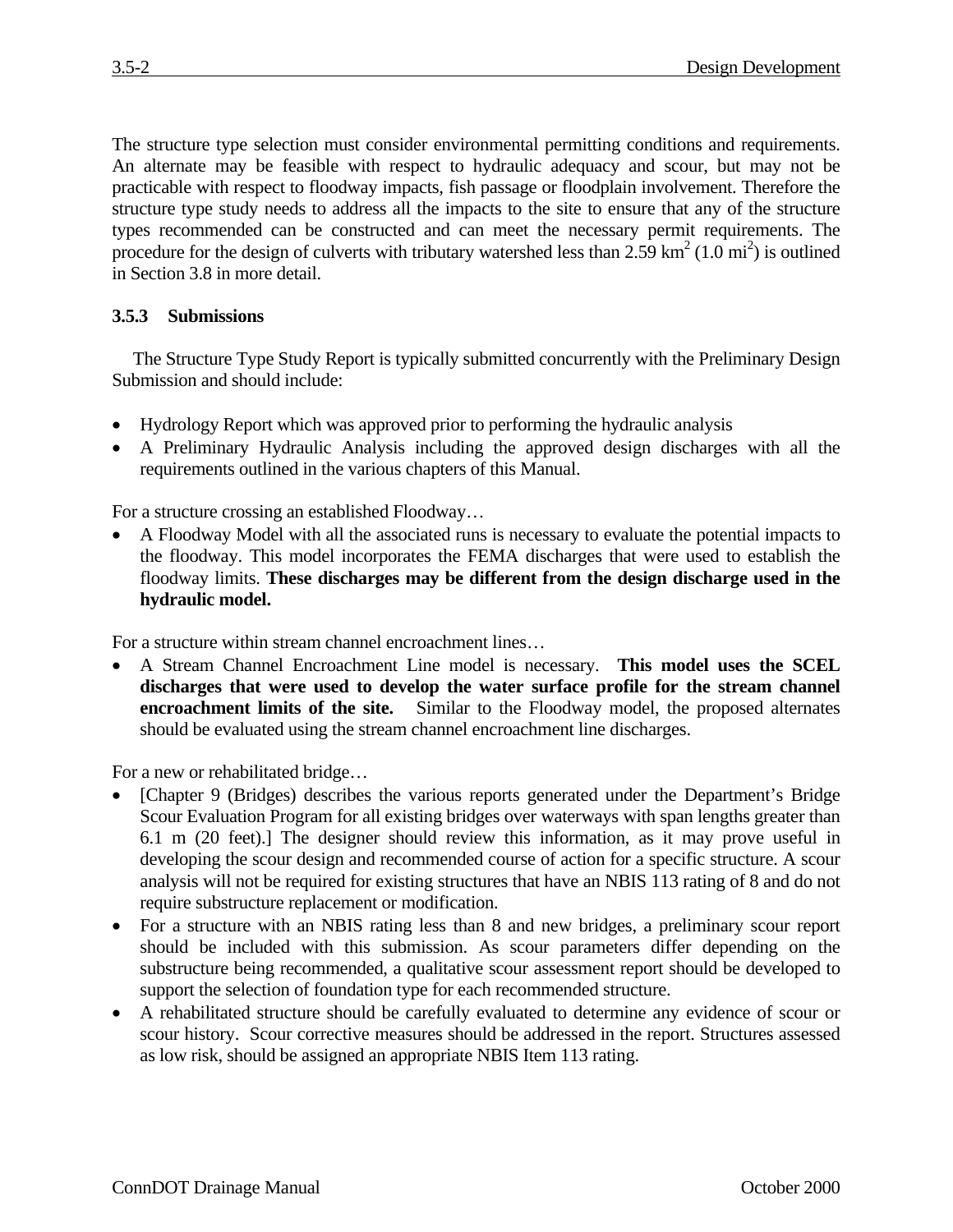The structure type selection must consider environmental permitting conditions and requirements. An alternate may be feasible with respect to hydraulic adequacy and scour, but may not be practicable with respect to floodway impacts, fish passage or floodplain involvement. Therefore the structure type study needs to address all the impacts to the site to ensure that any of the structure types recommended can be constructed and can meet the necessary permit requirements. The procedure for the design of culverts with tributary watershed less than 2.59 $km^2$ (1.0 $mi^2$) is outlined in Section 3.8 in more detail.

### 3.5.3 Submissions

The Structure Type Study Report is typically submitted concurrently with the Preliminary Design Submission and should include:

- Hydrology Report which was approved prior to performing the hydraulic analysis
- A Preliminary Hydraulic Analysis including the approved design discharges with all the requirements outlined in the various chapters of this Manual.

For a structure crossing an established Floodway…

- A Floodway Model with all the associated runs is necessary to evaluate the potential impacts to the floodway. This model incorporates the FEMA discharges that were used to establish the floodway limits. **These discharges may be different from the design discharge used in the hydraulic model.**

For a structure within stream channel encroachment lines…

- A Stream Channel Encroachment Line model is necessary. **This model uses the SCEL discharges that were used to develop the water surface profile for the stream channel encroachment limits of the site.** Similar to the Floodway model, the proposed alternates should be evaluated using the stream channel encroachment line discharges.

For a new or rehabilitated bridge…

- [Chapter 9 (Bridges) describes the various reports generated under the Department's Bridge Scour Evaluation Program for all existing bridges over waterways with span lengths greater than 6.1 m (20 feet).] The designer should review this information, as it may prove useful in developing the scour design and recommended course of action for a specific structure. A scour analysis will not be required for existing structures that have an NBIS 113 rating of 8 and do not require substructure replacement or modification.
- For a structure with an NBIS rating less than 8 and new bridges, a preliminary scour report should be included with this submission. As scour parameters differ depending on the substructure being recommended, a qualitative scour assessment report should be developed to support the selection of foundation type for each recommended structure.
- A rehabilitated structure should be carefully evaluated to determine any evidence of scour or scour history. Scour corrective measures should be addressed in the report. Structures assessed as low risk, should be assigned an appropriate NBIS Item 113 rating.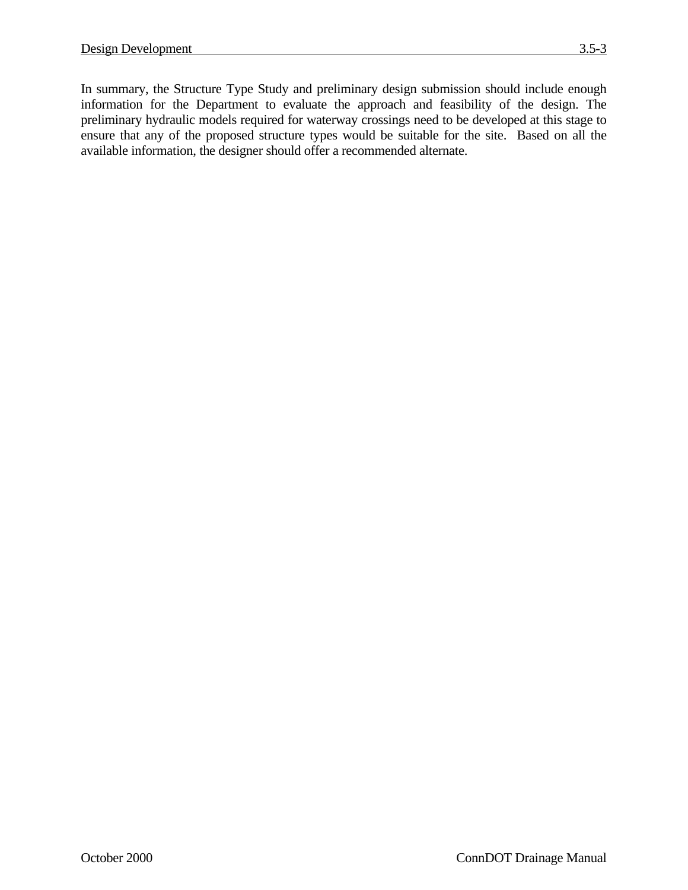In summary, the Structure Type Study and preliminary design submission should include enough information for the Department to evaluate the approach and feasibility of the design. The preliminary hydraulic models required for waterway crossings need to be developed at this stage to ensure that any of the proposed structure types would be suitable for the site. Based on all the available information, the designer should offer a recommended alternate.